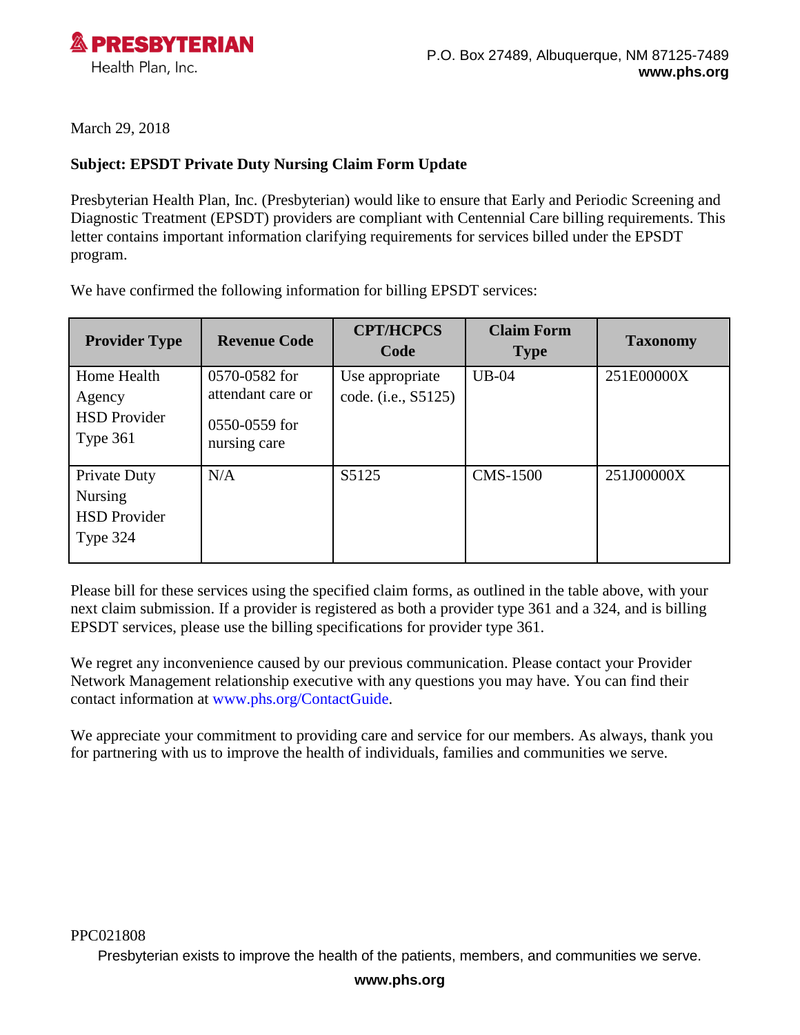**PRESBYTERIAN**
Health Plan, Inc.

P.O. Box 27489, Albuquerque, NM 87125-7489
**www.phs.org**

March 29, 2018

**Subject: EPSDT Private Duty Nursing Claim Form Update**

Presbyterian Health Plan, Inc. (Presbyterian) would like to ensure that Early and Periodic Screening and Diagnostic Treatment (EPSDT) providers are compliant with Centennial Care billing requirements. This letter contains important information clarifying requirements for services billed under the EPSDT program.

We have confirmed the following information for billing EPSDT services:

| Provider Type | Revenue Code | CPT/HCPCS Code | Claim Form Type | Taxonomy |
|---|---|---|---|---|
| Home Health Agency HSD Provider Type 361 | 0570-0582 for attendant care or 0550-0559 for nursing care | Use appropriate code. (i.e., S5125) | UB-04 | 251E00000X |
| Private Duty Nursing HSD Provider Type 324 | N/A | S5125 | CMS-1500 | 251J00000X |

Please bill for these services using the specified claim forms, as outlined in the table above, with your next claim submission. If a provider is registered as both a provider type 361 and a 324, and is billing EPSDT services, please use the billing specifications for provider type 361.

We regret any inconvenience caused by our previous communication. Please contact your Provider Network Management relationship executive with any questions you may have. You can find their contact information at www.phs.org/ContactGuide.

We appreciate your commitment to providing care and service for our members. As always, thank you for partnering with us to improve the health of individuals, families and communities we serve.

PPC021808

Presbyterian exists to improve the health of the patients, members, and communities we serve.

**www.phs.org**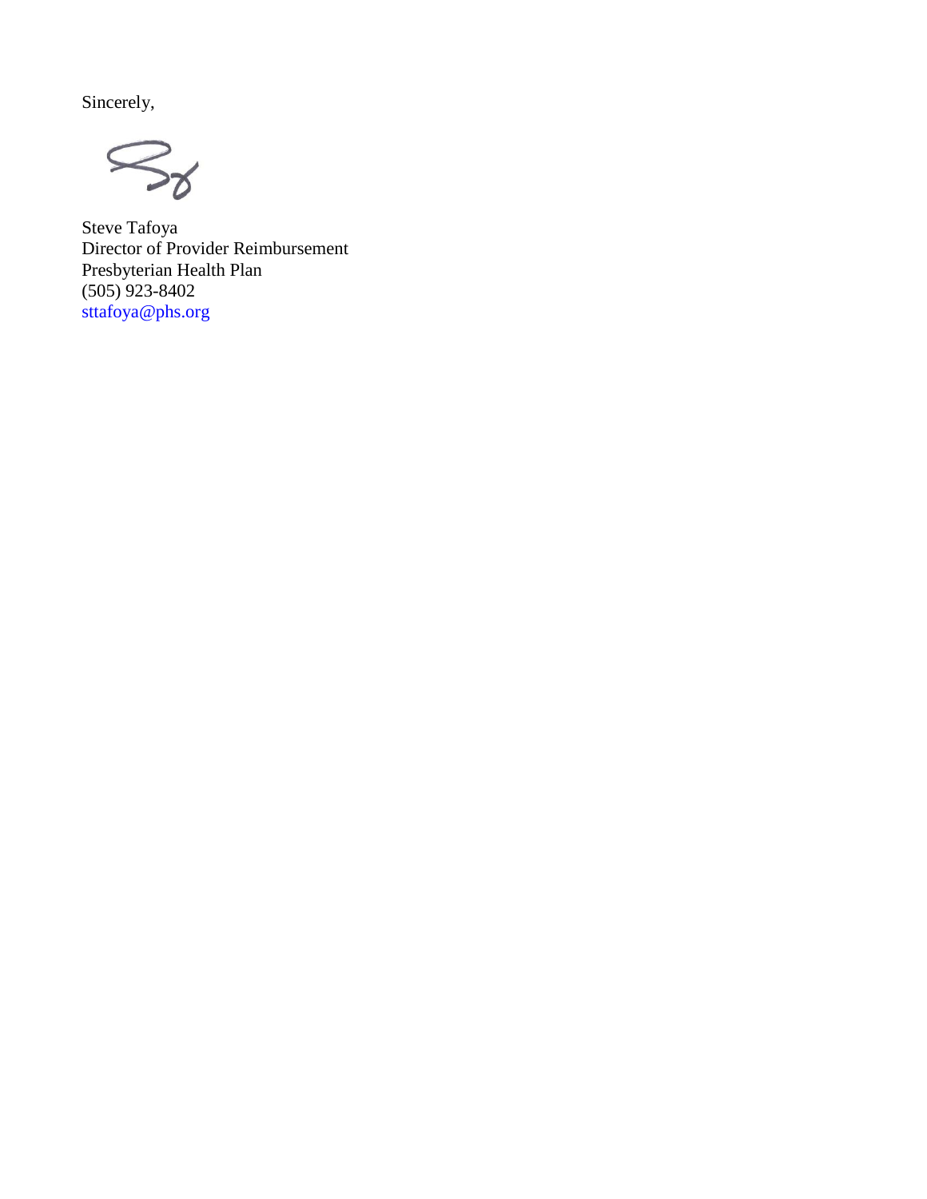Sincerely,

Steve Tafoya
Director of Provider Reimbursement
Presbyterian Health Plan
(505) 923-8402
sttafoya@phs.org